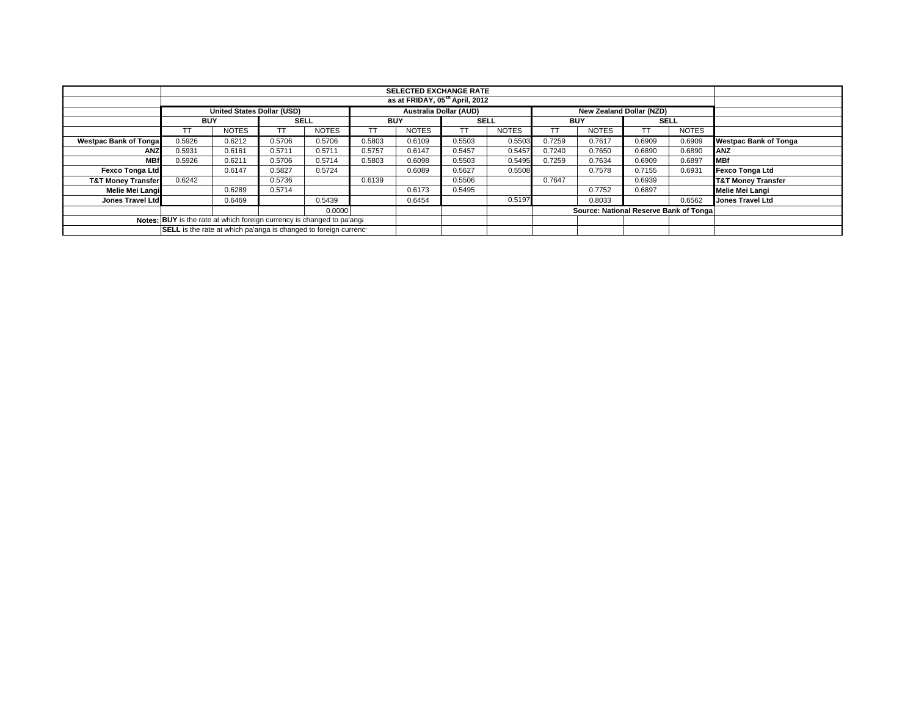| | SELECTED EXCHANGE RATE | | | | | | | | | | | | |
|---|---|---|---|---|---|---|---|---|---|---|---|---|---|
| | as at FRIDAY, 05th April, 2012 | | | | | | | | | | | | |
| | United States Dollar (USD) | | | | Australia Dollar (AUD) | | | | New Zealand Dollar (NZD) | | | | |
| | BUY | | SELL | | BUY | | SELL | | BUY | | SELL | | |
| | TT | NOTES | TT | NOTES | TT | NOTES | TT | NOTES | TT | NOTES | TT | NOTES | |
| Westpac Bank of Tonga | 0.5926 | 0.6212 | 0.5706 | 0.5706 | 0.5803 | 0.6109 | 0.5503 | 0.5503 | 0.7259 | 0.7617 | 0.6909 | 0.6909 | Westpac Bank of Tonga |
| ANZ | 0.5931 | 0.6161 | 0.5711 | 0.5711 | 0.5757 | 0.6147 | 0.5457 | 0.5457 | 0.7240 | 0.7650 | 0.6890 | 0.6890 | ANZ |
| MBf | 0.5926 | 0.6211 | 0.5706 | 0.5714 | 0.5803 | 0.6098 | 0.5503 | 0.5495 | 0.7259 | 0.7634 | 0.6909 | 0.6897 | MBf |
| Fexco Tonga Ltd | | 0.6147 | 0.5827 | 0.5724 | | 0.6089 | 0.5627 | 0.5508 | | 0.7578 | 0.7155 | 0.6931 | Fexco Tonga Ltd |
| T&T Money Transfer | 0.6242 | | 0.5736 | | 0.6139 | | 0.5506 | | 0.7647 | | 0.6939 | | T&T Money Transfer |
| Melie Mei Langi | | 0.6289 | 0.5714 | | | 0.6173 | 0.5495 | | | 0.7752 | 0.6897 | | Melie Mei Langi |
| Jones Travel Ltd | | 0.6469 | | 0.5439 | | 0.6454 | | 0.5197 | | 0.8033 | | 0.6562 | Jones Travel Ltd |
| | | | | 0.0000 | | | | | Source: National Reserve Bank of Tonga | | | | |
| Notes: | BUY is the rate at which foreign currency is changed to pa'anga | | | | | | | | | | | | |
| | SELL is the rate at which pa'anga is changed to foreign currency | | | | | | | | | | | | |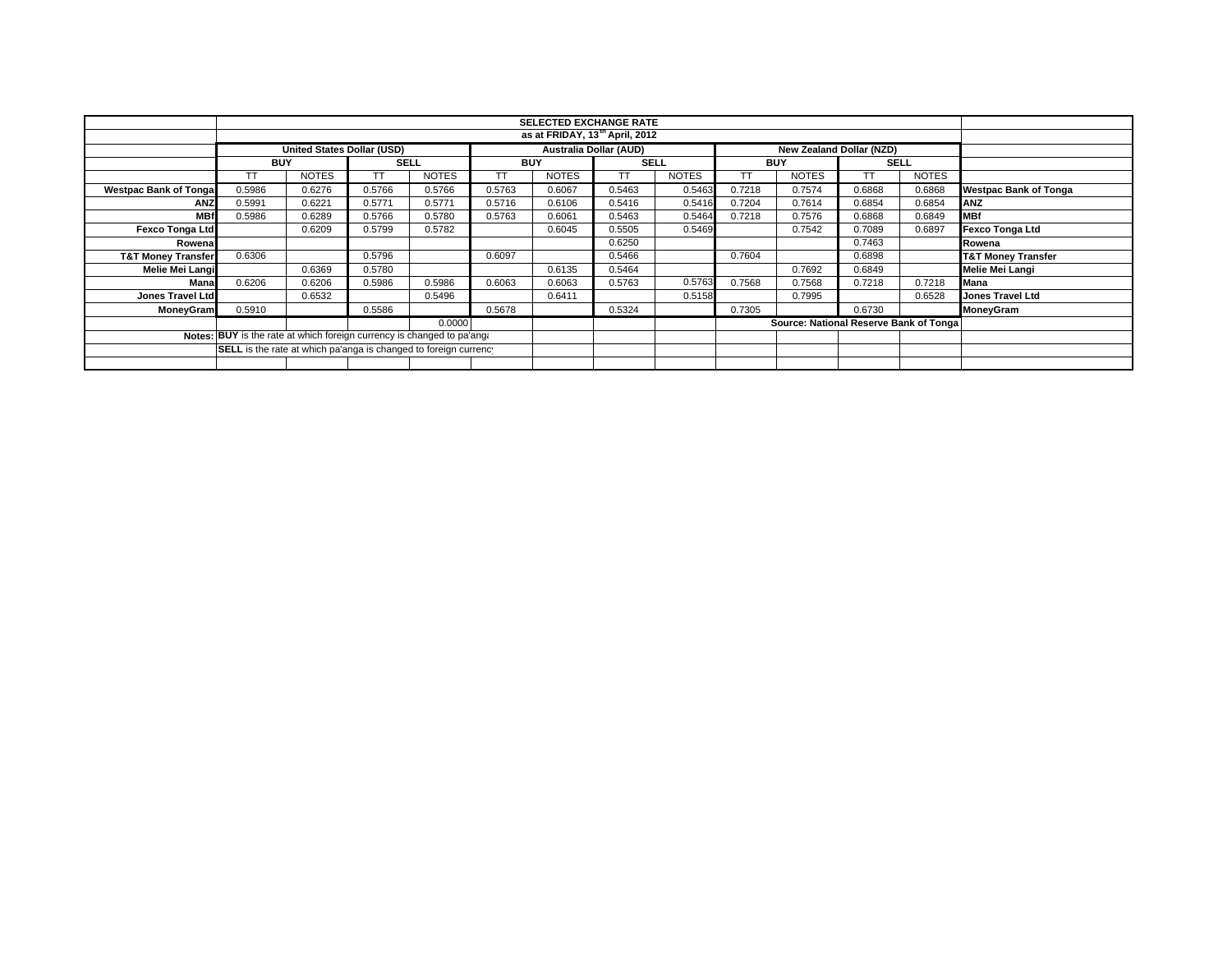| | SELECTED EXCHANGE RATE | | | | | | | | | | | | |
|---|---|---|---|---|---|---|---|---|---|---|---|---|---|
| | as at FRIDAY, 13th April, 2012 | | | | | | | | | | | | |
| | United States Dollar (USD) | | | | Australia Dollar (AUD) | | | | New Zealand Dollar (NZD) | | | | |
| | BUY | | SELL | | BUY | | SELL | | BUY | | SELL | | |
| | TT | NOTES | TT | NOTES | TT | NOTES | TT | NOTES | TT | NOTES | TT | NOTES | |
| **Westpac Bank of Tonga** | 0.5986 | 0.6276 | 0.5766 | 0.5766 | 0.5763 | 0.6067 | 0.5463 | 0.5463 | 0.7218 | 0.7574 | 0.6868 | 0.6868 | **Westpac Bank of Tonga** |
| **ANZ** | 0.5991 | 0.6221 | 0.5771 | 0.5771 | 0.5716 | 0.6106 | 0.5416 | 0.5416 | 0.7204 | 0.7614 | 0.6854 | 0.6854 | **ANZ** |
| **MBf** | 0.5986 | 0.6289 | 0.5766 | 0.5780 | 0.5763 | 0.6061 | 0.5463 | 0.5464 | 0.7218 | 0.7576 | 0.6868 | 0.6849 | **MBf** |
| **Fexco Tonga Ltd** | | 0.6209 | 0.5799 | 0.5782 | | 0.6045 | 0.5505 | 0.5469 | | 0.7542 | 0.7089 | 0.6897 | **Fexco Tonga Ltd** |
| **Rowena** | | | | | | | 0.6250 | | | | 0.7463 | | **Rowena** |
| **T&T Money Transfer** | 0.6306 | | 0.5796 | | 0.6097 | | 0.5466 | | 0.7604 | | 0.6898 | | **T&T Money Transfer** |
| **Melie Mei Langi** | | 0.6369 | 0.5780 | | | 0.6135 | 0.5464 | | | 0.7692 | 0.6849 | | **Melie Mei Langi** |
| **Mana** | 0.6206 | 0.6206 | 0.5986 | 0.5986 | 0.6063 | 0.6063 | 0.5763 | 0.5763 | 0.7568 | 0.7568 | 0.7218 | 0.7218 | **Mana** |
| **Jones Travel Ltd** | | 0.6532 | | 0.5496 | | 0.6411 | | 0.5158 | | 0.7995 | | 0.6528 | **Jones Travel Ltd** |
| **MoneyGram** | 0.5910 | | 0.5586 | | 0.5678 | | 0.5324 | | 0.7305 | | 0.6730 | | **MoneyGram** |
| | | | | 0.0000 | | | | | Source: National Reserve Bank of Tonga | | | | |
| **Notes:** | **BUY** is the rate at which foreign currency is changed to pa'anga | | | | | | | | | | | | |
| | **SELL** is the rate at which pa'anga is changed to foreign currency | | | | | | | | | | | | |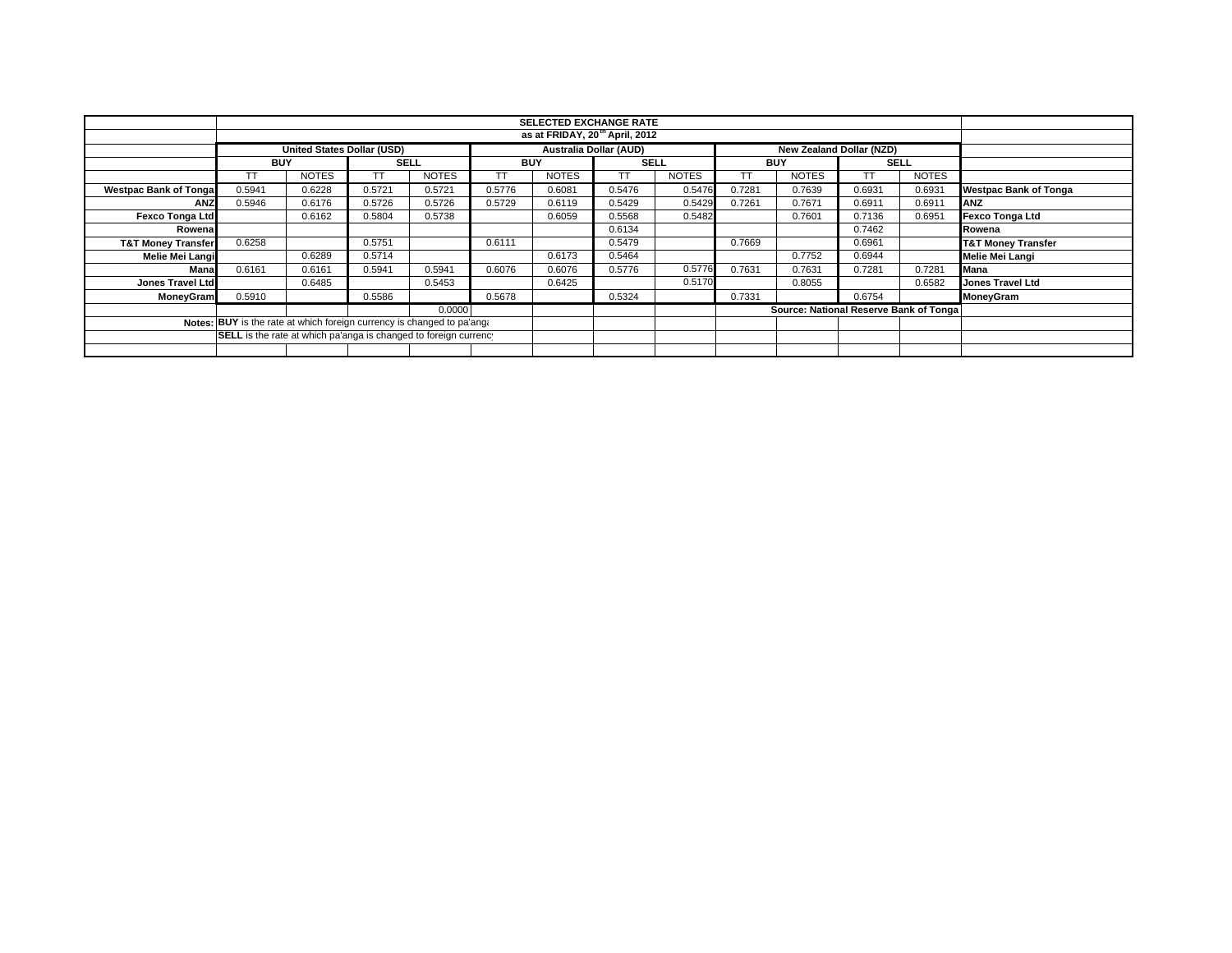| | SELECTED EXCHANGE RATE | | | | | | | | | | | | |
|---|---|---|---|---|---|---|---|---|---|---|---|---|---|
| | as at FRIDAY, 20th April, 2012 | | | | | | | | | | | | |
| | United States Dollar (USD) | | | | Australia Dollar (AUD) | | | | New Zealand Dollar (NZD) | | | | |
| | BUY | | SELL | | BUY | | SELL | | BUY | | SELL | | |
| | TT | NOTES | TT | NOTES | TT | NOTES | TT | NOTES | TT | NOTES | TT | NOTES | |
| **Westpac Bank of Tonga** | 0.5941 | 0.6228 | 0.5721 | 0.5721 | 0.5776 | 0.6081 | 0.5476 | 0.5476 | 0.7281 | 0.7639 | 0.6931 | 0.6931 | **Westpac Bank of Tonga** |
| **ANZ** | 0.5946 | 0.6176 | 0.5726 | 0.5726 | 0.5729 | 0.6119 | 0.5429 | 0.5429 | 0.7261 | 0.7671 | 0.6911 | 0.6911 | **ANZ** |
| **Fexco Tonga Ltd** | | 0.6162 | 0.5804 | 0.5738 | | 0.6059 | 0.5568 | 0.5482 | | 0.7601 | 0.7136 | 0.6951 | **Fexco Tonga Ltd** |
| **Rowena** | | | | | | | 0.6134 | | | | 0.7462 | | **Rowena** |
| **T&T Money Transfer** | 0.6258 | | 0.5751 | | 0.6111 | | 0.5479 | | 0.7669 | | 0.6961 | | **T&T Money Transfer** |
| **Melie Mei Langi** | | 0.6289 | 0.5714 | | | 0.6173 | 0.5464 | | | 0.7752 | 0.6944 | | **Melie Mei Langi** |
| **Mana** | 0.6161 | 0.6161 | 0.5941 | 0.5941 | 0.6076 | 0.6076 | 0.5776 | 0.5776 | 0.7631 | 0.7631 | 0.7281 | 0.7281 | **Mana** |
| **Jones Travel Ltd** | | 0.6485 | | 0.5453 | | 0.6425 | | 0.5170 | | 0.8055 | | 0.6582 | **Jones Travel Ltd** |
| **MoneyGram** | 0.5910 | | 0.5586 | | 0.5678 | | 0.5324 | | 0.7331 | | 0.6754 | | **MoneyGram** |
| | | | | 0.0000 | | | | | Source: National Reserve Bank of Tonga | | | | |
| **Notes:** | **BUY** is the rate at which foreign currency is changed to pa'anga | | | | | | | | | | | | |
| | **SELL** is the rate at which pa'anga is changed to foreign currency | | | | | | | | | | | | |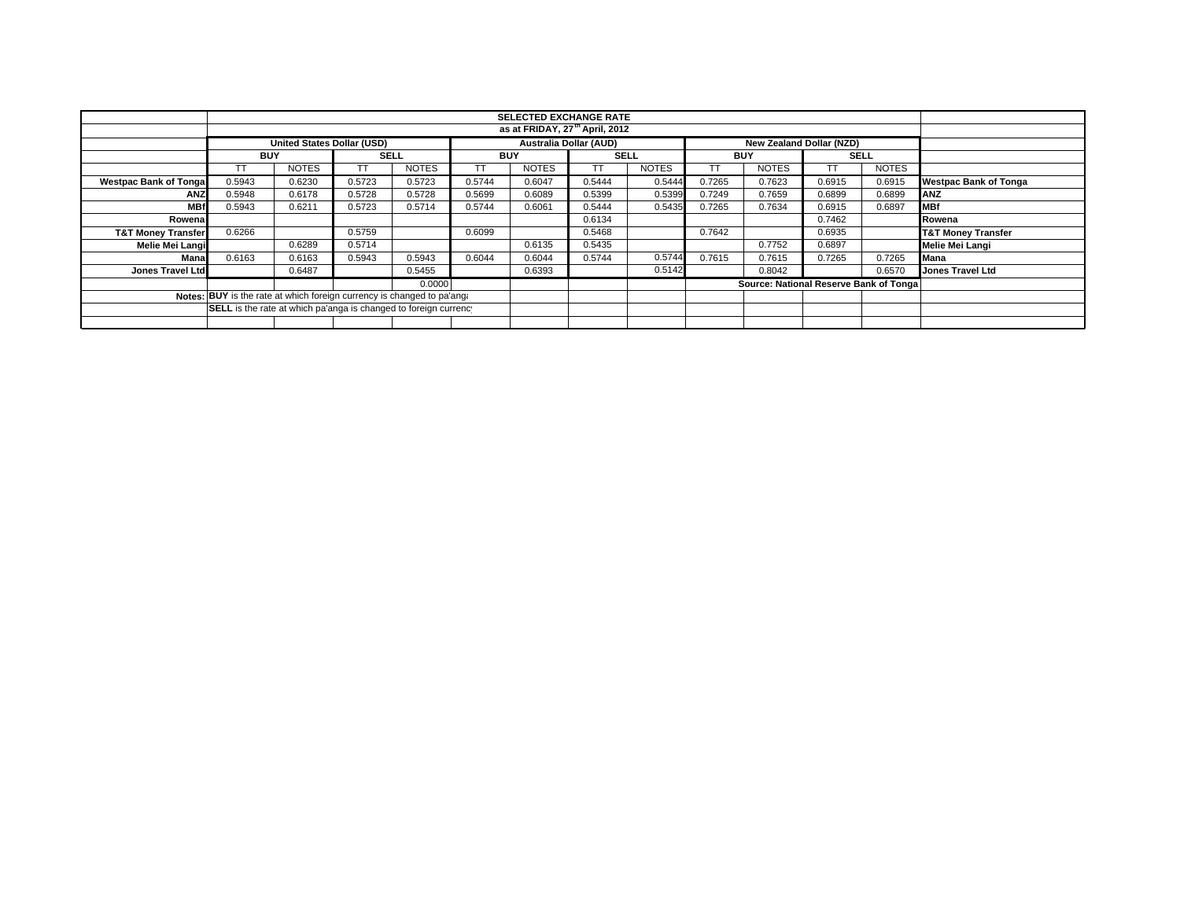| | SELECTED EXCHANGE RATE | | | | | | | | | | | | |
|---|---|---|---|---|---|---|---|---|---|---|---|---|---|
| | as at FRIDAY, 27th April, 2012 | | | | | | | | | | | | |
| | United States Dollar (USD) | | | | Australia Dollar (AUD) | | | | New Zealand Dollar (NZD) | | | | |
| | BUY | | SELL | | BUY | | SELL | | BUY | | SELL | | |
| | TT | NOTES | TT | NOTES | TT | NOTES | TT | NOTES | TT | NOTES | TT | NOTES | |
| **Westpac Bank of Tonga** | 0.5943 | 0.6230 | 0.5723 | 0.5723 | 0.5744 | 0.6047 | 0.5444 | 0.5444 | 0.7265 | 0.7623 | 0.6915 | 0.6915 | **Westpac Bank of Tonga** |
| **ANZ** | 0.5948 | 0.6178 | 0.5728 | 0.5728 | 0.5699 | 0.6089 | 0.5399 | 0.5399 | 0.7249 | 0.7659 | 0.6899 | 0.6899 | **ANZ** |
| **MBf** | 0.5943 | 0.6211 | 0.5723 | 0.5714 | 0.5744 | 0.6061 | 0.5444 | 0.5435 | 0.7265 | 0.7634 | 0.6915 | 0.6897 | **MBf** |
| **Rowena** | | | | | | | 0.6134 | | | | 0.7462 | | **Rowena** |
| **T&T Money Transfer** | 0.6266 | | 0.5759 | | 0.6099 | | 0.5468 | | 0.7642 | | 0.6935 | | **T&T Money Transfer** |
| **Melie Mei Langi** | | 0.6289 | 0.5714 | | | 0.6135 | 0.5435 | | | 0.7752 | 0.6897 | | **Melie Mei Langi** |
| **Mana** | 0.6163 | 0.6163 | 0.5943 | 0.5943 | 0.6044 | 0.6044 | 0.5744 | 0.5744 | 0.7615 | 0.7615 | 0.7265 | 0.7265 | **Mana** |
| **Jones Travel Ltd** | | 0.6487 | | 0.5455 | | 0.6393 | | 0.5142 | | 0.8042 | | 0.6570 | **Jones Travel Ltd** |
| | | | | 0.0000 | | | | | **Source: National Reserve Bank of Tonga** | | | | |
| **Notes:** | **BUY** is the rate at which foreign currency is changed to pa'anga | | | | | | | | | | | | |
| | **SELL** is the rate at which pa'anga is changed to foreign currency | | | | | | | | | | | | |